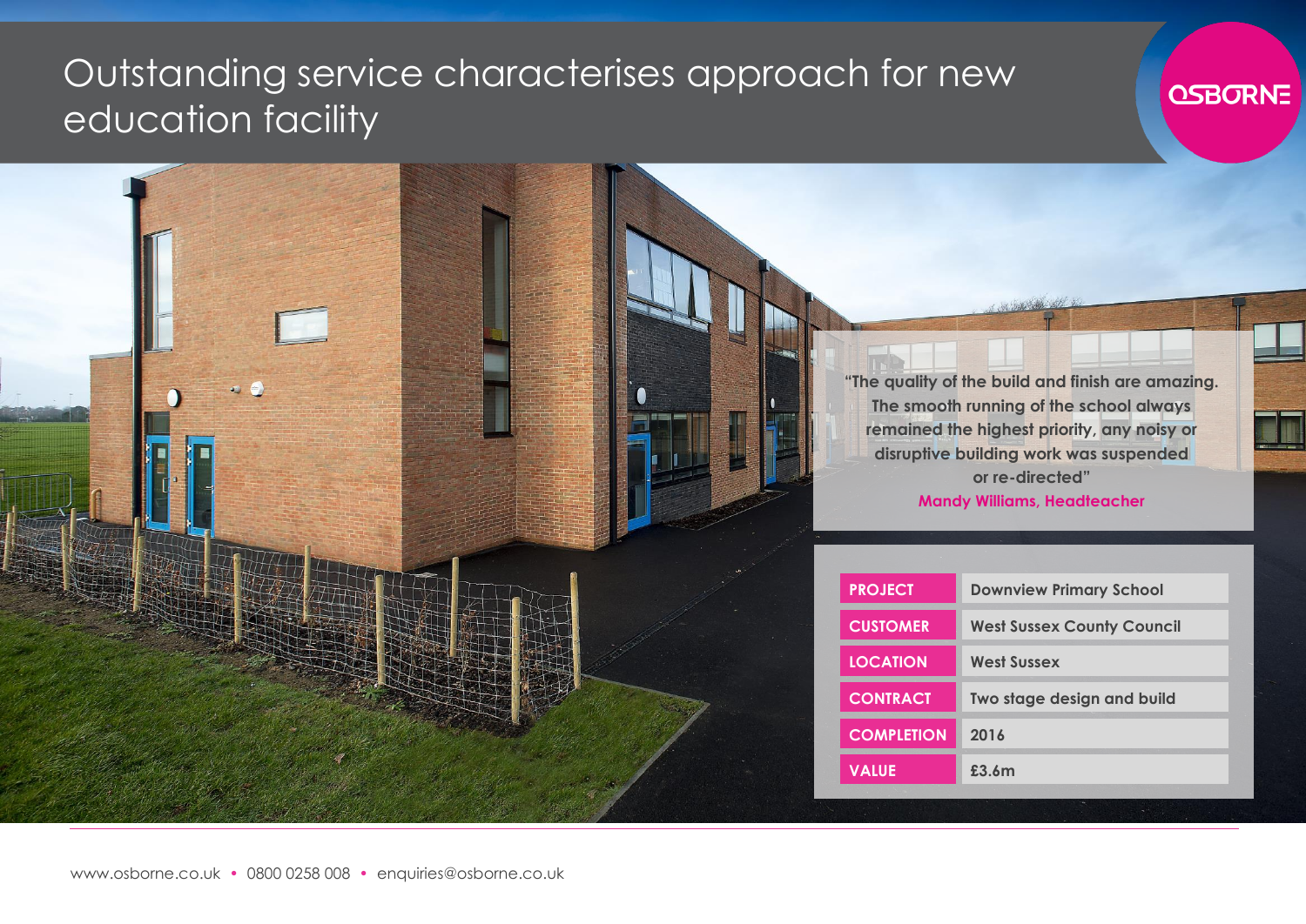# Outstanding service characterises approach for new education facility

"The quality of the build and finish are amazing. The smooth running of the school always remained the highest priority, any noisy or disruptive building work was suspended or re-directed"

**Mandy Williams, Headteacher**

| | |
|---|---|
| **PROJECT** | Downview Primary School |
| **CUSTOMER** | West Sussex County Council |
| **LOCATION** | West Sussex |
| **CONTRACT** | Two stage design and build |
| **COMPLETION** | 2016 |
| **VALUE** | £3.6m |

www.osborne.co.uk • 0800 0258 008 • enquiries@osborne.co.uk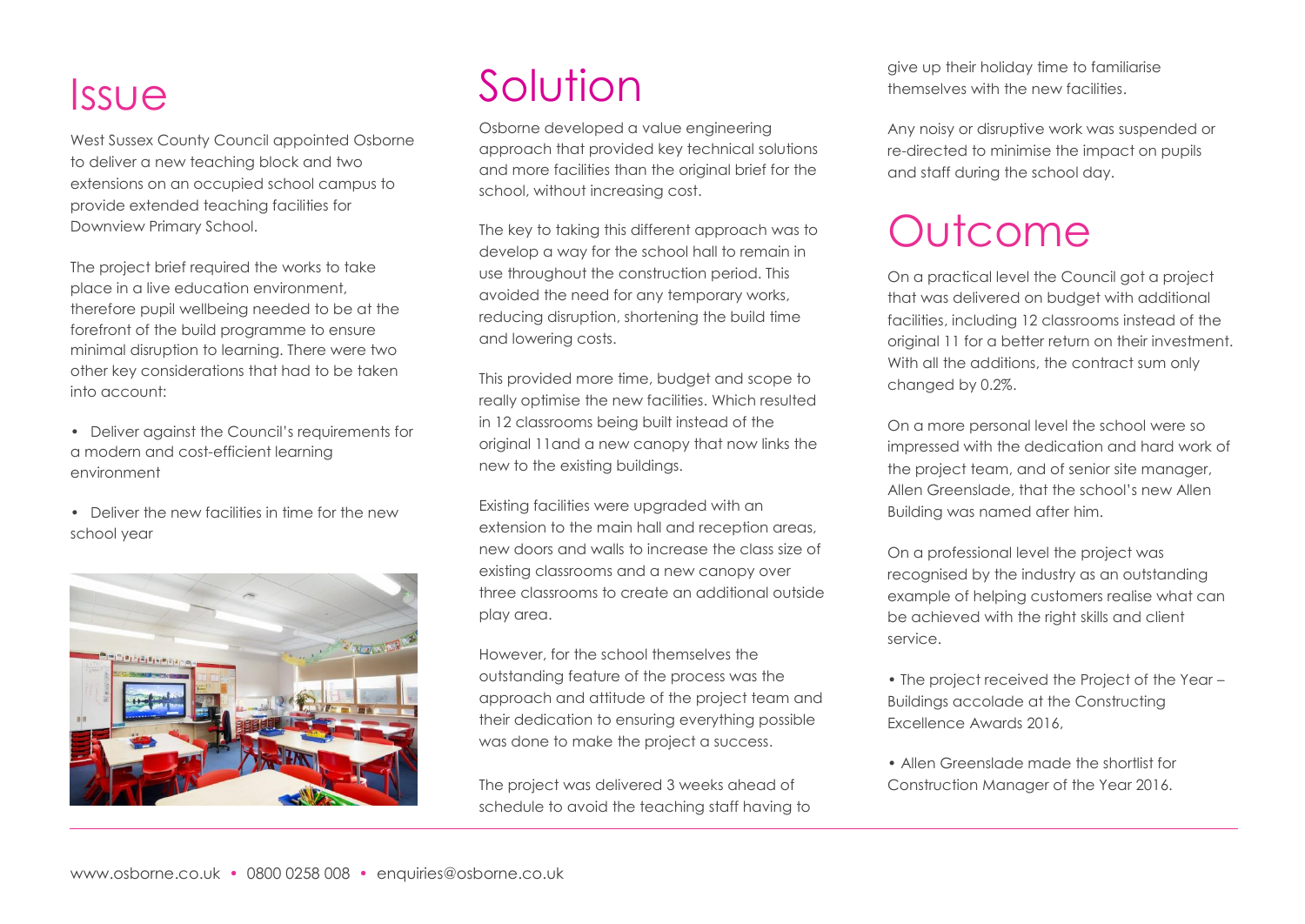# Issue

West Sussex County Council appointed Osborne to deliver a new teaching block and two extensions on an occupied school campus to provide extended teaching facilities for Downview Primary School.

The project brief required the works to take place in a live education environment, therefore pupil wellbeing needed to be at the forefront of the build programme to ensure minimal disruption to learning. There were two other key considerations that had to be taken into account:

- Deliver against the Council's requirements for a modern and cost-efficient learning environment
- Deliver the new facilities in time for the new school year

# Solution

Osborne developed a value engineering approach that provided key technical solutions and more facilities than the original brief for the school, without increasing cost.

The key to taking this different approach was to develop a way for the school hall to remain in use throughout the construction period. This avoided the need for any temporary works, reducing disruption, shortening the build time and lowering costs.

This provided more time, budget and scope to really optimise the new facilities. Which resulted in 12 classrooms being built instead of the original 11and a new canopy that now links the new to the existing buildings.

Existing facilities were upgraded with an extension to the main hall and reception areas, new doors and walls to increase the class size of existing classrooms and a new canopy over three classrooms to create an additional outside play area.

However, for the school themselves the outstanding feature of the process was the approach and attitude of the project team and their dedication to ensuring everything possible was done to make the project a success.

The project was delivered 3 weeks ahead of schedule to avoid the teaching staff having to give up their holiday time to familiarise themselves with the new facilities.

Any noisy or disruptive work was suspended or re-directed to minimise the impact on pupils and staff during the school day.

# Outcome

On a practical level the Council got a project that was delivered on budget with additional facilities, including 12 classrooms instead of the original 11 for a better return on their investment. With all the additions, the contract sum only changed by 0.2%.

On a more personal level the school were so impressed with the dedication and hard work of the project team, and of senior site manager, Allen Greenslade, that the school's new Allen Building was named after him.

On a professional level the project was recognised by the industry as an outstanding example of helping customers realise what can be achieved with the right skills and client service.

- The project received the Project of the Year – Buildings accolade at the Constructing Excellence Awards 2016,
- Allen Greenslade made the shortlist for Construction Manager of the Year 2016.

www.osborne.co.uk • 0800 0258 008 • enquiries@osborne.co.uk